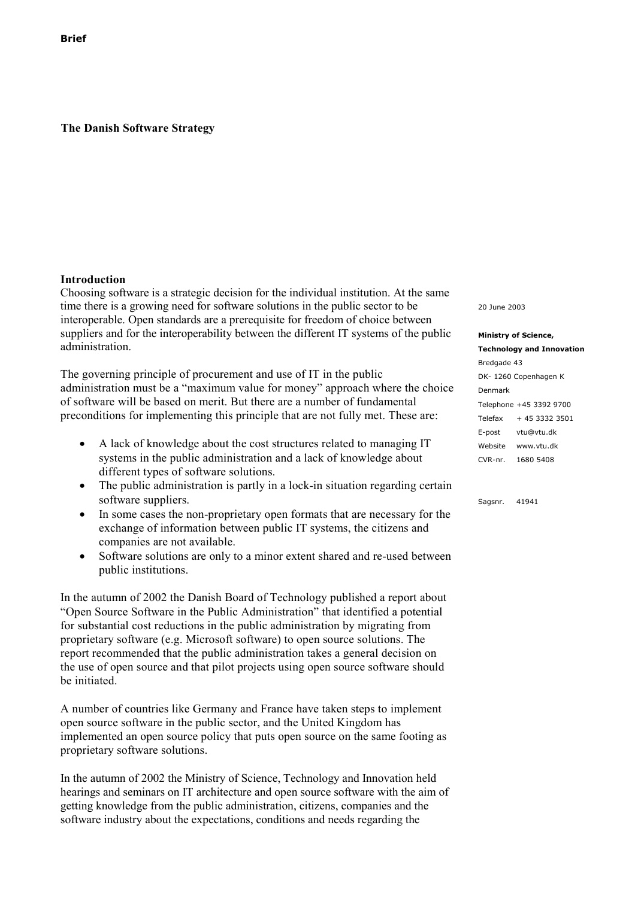**Brief**

# The Danish Software Strategy

20 June 2003

**Ministry of Science, Technology and Innovation**
Bredgade 43
DK- 1260 Copenhagen K
Denmark
Telephone +45 3392 9700
Telefax + 45 3332 3501
E-post vtu@vtu.dk
Website www.vtu.dk
CVR-nr. 1680 5408

Sagsnr. 41941

## Introduction

Choosing software is a strategic decision for the individual institution. At the same time there is a growing need for software solutions in the public sector to be interoperable. Open standards are a prerequisite for freedom of choice between suppliers and for the interoperability between the different IT systems of the public administration.

The governing principle of procurement and use of IT in the public administration must be a "maximum value for money" approach where the choice of software will be based on merit. But there are a number of fundamental preconditions for implementing this principle that are not fully met. These are:

- A lack of knowledge about the cost structures related to managing IT systems in the public administration and a lack of knowledge about different types of software solutions.
- The public administration is partly in a lock-in situation regarding certain software suppliers.
- In some cases the non-proprietary open formats that are necessary for the exchange of information between public IT systems, the citizens and companies are not available.
- Software solutions are only to a minor extent shared and re-used between public institutions.

In the autumn of 2002 the Danish Board of Technology published a report about "Open Source Software in the Public Administration" that identified a potential for substantial cost reductions in the public administration by migrating from proprietary software (e.g. Microsoft software) to open source solutions. The report recommended that the public administration takes a general decision on the use of open source and that pilot projects using open source software should be initiated.

A number of countries like Germany and France have taken steps to implement open source software in the public sector, and the United Kingdom has implemented an open source policy that puts open source on the same footing as proprietary software solutions.

In the autumn of 2002 the Ministry of Science, Technology and Innovation held hearings and seminars on IT architecture and open source software with the aim of getting knowledge from the public administration, citizens, companies and the software industry about the expectations, conditions and needs regarding the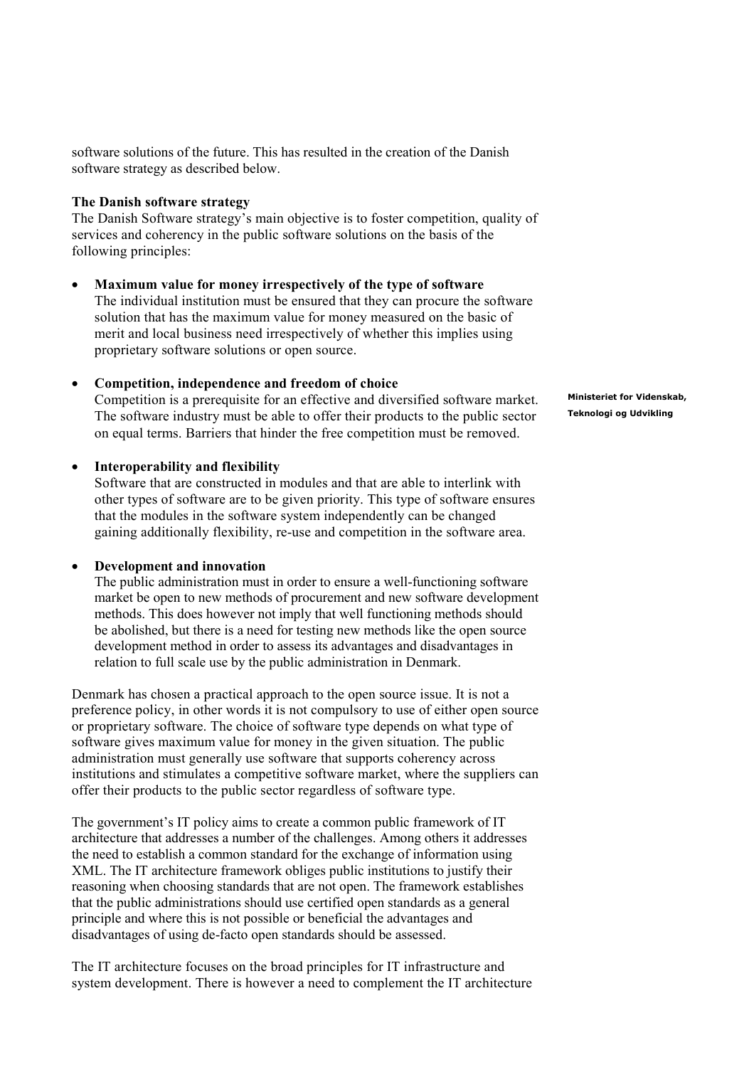software solutions of the future. This has resulted in the creation of the Danish software strategy as described below.

**The Danish software strategy**

The Danish Software strategy's main objective is to foster competition, quality of services and coherency in the public software solutions on the basis of the following principles:

- **Maximum value for money irrespectively of the type of software**
  The individual institution must be ensured that they can procure the software solution that has the maximum value for money measured on the basic of merit and local business need irrespectively of whether this implies using proprietary software solutions or open source.

- **Competition, independence and freedom of choice**
  Competition is a prerequisite for an effective and diversified software market. The software industry must be able to offer their products to the public sector on equal terms. Barriers that hinder the free competition must be removed.

- **Interoperability and flexibility**
  Software that are constructed in modules and that are able to interlink with other types of software are to be given priority. This type of software ensures that the modules in the software system independently can be changed gaining additionally flexibility, re-use and competition in the software area.

- **Development and innovation**
  The public administration must in order to ensure a well-functioning software market be open to new methods of procurement and new software development methods. This does however not imply that well functioning methods should be abolished, but there is a need for testing new methods like the open source development method in order to assess its advantages and disadvantages in relation to full scale use by the public administration in Denmark.

Denmark has chosen a practical approach to the open source issue. It is not a preference policy, in other words it is not compulsory to use of either open source or proprietary software. The choice of software type depends on what type of software gives maximum value for money in the given situation. The public administration must generally use software that supports coherency across institutions and stimulates a competitive software market, where the suppliers can offer their products to the public sector regardless of software type.

The government's IT policy aims to create a common public framework of IT architecture that addresses a number of the challenges. Among others it addresses the need to establish a common standard for the exchange of information using XML. The IT architecture framework obliges public institutions to justify their reasoning when choosing standards that are not open. The framework establishes that the public administrations should use certified open standards as a general principle and where this is not possible or beneficial the advantages and disadvantages of using de-facto open standards should be assessed.

The IT architecture focuses on the broad principles for IT infrastructure and system development. There is however a need to complement the IT architecture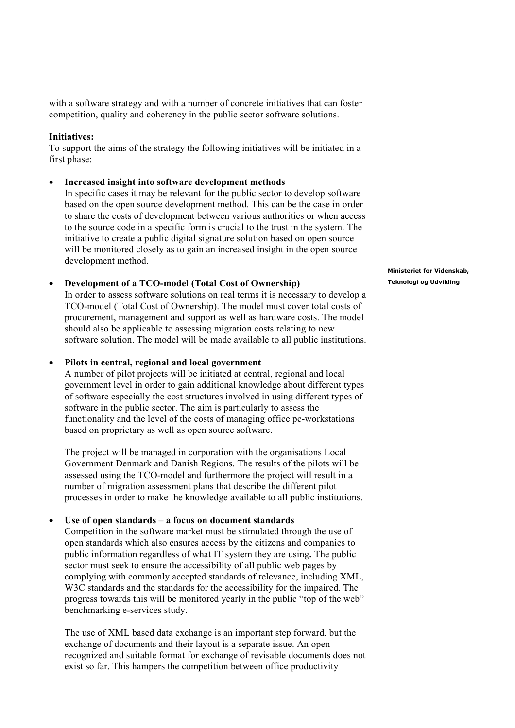with a software strategy and with a number of concrete initiatives that can foster competition, quality and coherency in the public sector software solutions.

**Initiatives:**
To support the aims of the strategy the following initiatives will be initiated in a first phase:

- **Increased insight into software development methods**
  In specific cases it may be relevant for the public sector to develop software based on the open source development method. This can be the case in order to share the costs of development between various authorities or when access to the source code in a specific form is crucial to the trust in the system. The initiative to create a public digital signature solution based on open source will be monitored closely as to gain an increased insight in the open source development method.

- **Development of a TCO-model (Total Cost of Ownership)**
  In order to assess software solutions on real terms it is necessary to develop a TCO-model (Total Cost of Ownership). The model must cover total costs of procurement, management and support as well as hardware costs. The model should also be applicable to assessing migration costs relating to new software solution. The model will be made available to all public institutions.

- **Pilots in central, regional and local government**
  A number of pilot projects will be initiated at central, regional and local government level in order to gain additional knowledge about different types of software especially the cost structures involved in using different types of software in the public sector. The aim is particularly to assess the functionality and the level of the costs of managing office pc-workstations based on proprietary as well as open source software.

  The project will be managed in corporation with the organisations Local Government Denmark and Danish Regions. The results of the pilots will be assessed using the TCO-model and furthermore the project will result in a number of migration assessment plans that describe the different pilot processes in order to make the knowledge available to all public institutions.

- **Use of open standards – a focus on document standards**
  Competition in the software market must be stimulated through the use of open standards which also ensures access by the citizens and companies to public information regardless of what IT system they are using**.** The public sector must seek to ensure the accessibility of all public web pages by complying with commonly accepted standards of relevance, including XML, W3C standards and the standards for the accessibility for the impaired. The progress towards this will be monitored yearly in the public "top of the web" benchmarking e-services study.

  The use of XML based data exchange is an important step forward, but the exchange of documents and their layout is a separate issue. An open recognized and suitable format for exchange of revisable documents does not exist so far. This hampers the competition between office productivity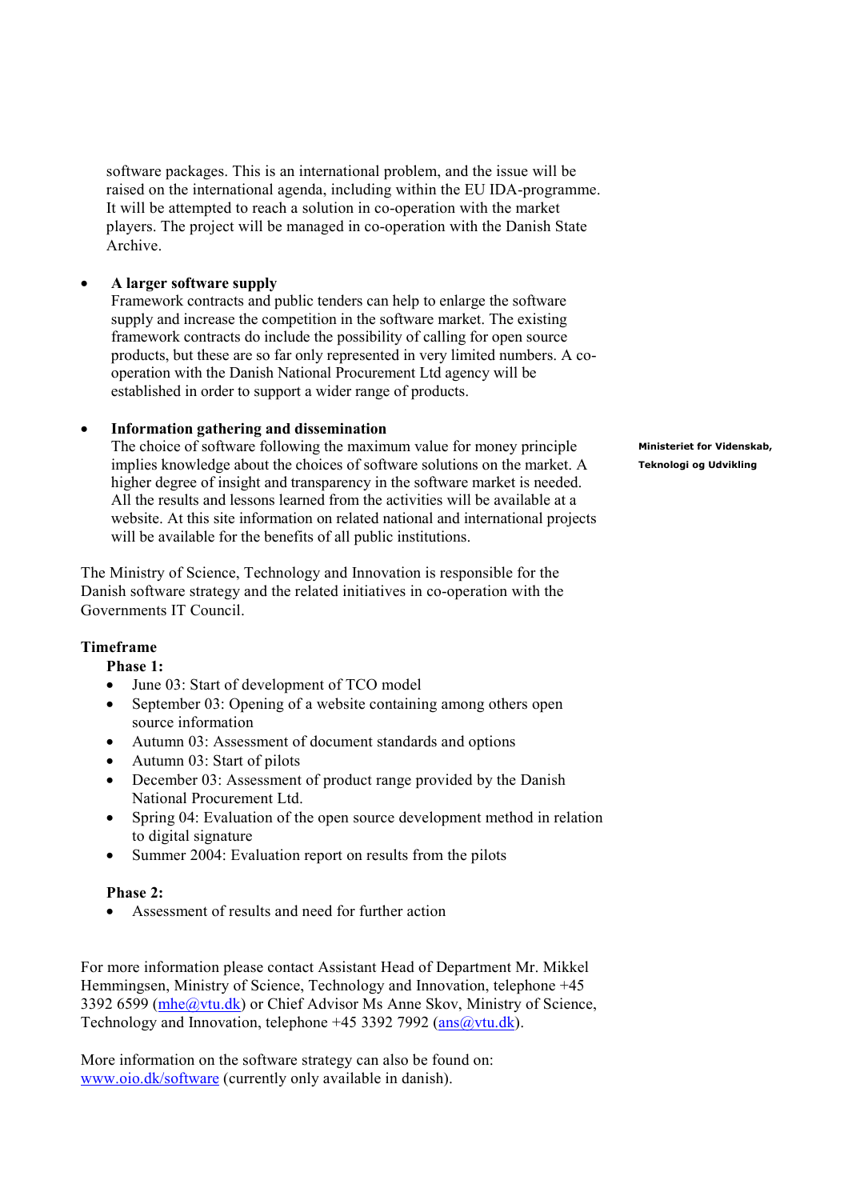software packages. This is an international problem, and the issue will be raised on the international agenda, including within the EU IDA-programme. It will be attempted to reach a solution in co-operation with the market players. The project will be managed in co-operation with the Danish State Archive.

- **A larger software supply**
  Framework contracts and public tenders can help to enlarge the software supply and increase the competition in the software market. The existing framework contracts do include the possibility of calling for open source products, but these are so far only represented in very limited numbers. A co-operation with the Danish National Procurement Ltd agency will be established in order to support a wider range of products.

- **Information gathering and dissemination**
  The choice of software following the maximum value for money principle implies knowledge about the choices of software solutions on the market. A higher degree of insight and transparency in the software market is needed. All the results and lessons learned from the activities will be available at a website. At this site information on related national and international projects will be available for the benefits of all public institutions.

Ministeriet for Videnskab, Teknologi og Udvikling

The Ministry of Science, Technology and Innovation is responsible for the Danish software strategy and the related initiatives in co-operation with the Governments IT Council.

**Timeframe**

**Phase 1:**

- June 03: Start of development of TCO model
- September 03: Opening of a website containing among others open source information
- Autumn 03: Assessment of document standards and options
- Autumn 03: Start of pilots
- December 03: Assessment of product range provided by the Danish National Procurement Ltd.
- Spring 04: Evaluation of the open source development method in relation to digital signature
- Summer 2004: Evaluation report on results from the pilots

**Phase 2:**

- Assessment of results and need for further action

For more information please contact Assistant Head of Department Mr. Mikkel Hemmingsen, Ministry of Science, Technology and Innovation, telephone +45 3392 6599 (mhe@vtu.dk) or Chief Advisor Ms Anne Skov, Ministry of Science, Technology and Innovation, telephone +45 3392 7992 (ans@vtu.dk).

More information on the software strategy can also be found on: www.oio.dk/software (currently only available in danish).